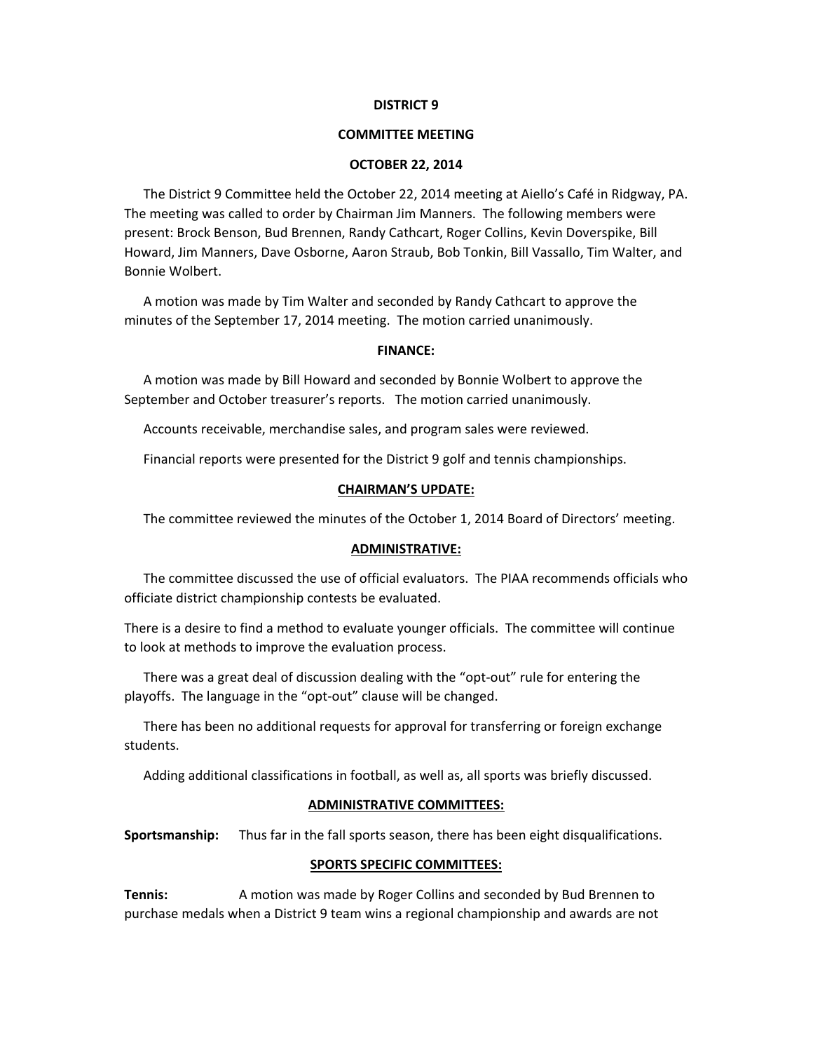**DISTRICT 9**

**COMMITTEE MEETING**

**OCTOBER 22, 2014**

The District 9 Committee held the October 22, 2014 meeting at Aiello's Café in Ridgway, PA. The meeting was called to order by Chairman Jim Manners. The following members were present: Brock Benson, Bud Brennen, Randy Cathcart, Roger Collins, Kevin Doverspike, Bill Howard, Jim Manners, Dave Osborne, Aaron Straub, Bob Tonkin, Bill Vassallo, Tim Walter, and Bonnie Wolbert.

A motion was made by Tim Walter and seconded by Randy Cathcart to approve the minutes of the September 17, 2014 meeting. The motion carried unanimously.

**FINANCE:**

A motion was made by Bill Howard and seconded by Bonnie Wolbert to approve the September and October treasurer's reports. The motion carried unanimously.

Accounts receivable, merchandise sales, and program sales were reviewed.

Financial reports were presented for the District 9 golf and tennis championships.

**CHAIRMAN'S UPDATE:**

The committee reviewed the minutes of the October 1, 2014 Board of Directors' meeting.

**ADMINISTRATIVE:**

The committee discussed the use of official evaluators. The PIAA recommends officials who officiate district championship contests be evaluated.

There is a desire to find a method to evaluate younger officials. The committee will continue to look at methods to improve the evaluation process.

There was a great deal of discussion dealing with the "opt-out" rule for entering the playoffs. The language in the "opt-out" clause will be changed.

There has been no additional requests for approval for transferring or foreign exchange students.

Adding additional classifications in football, as well as, all sports was briefly discussed.

**ADMINISTRATIVE COMMITTEES:**

**Sportsmanship:** Thus far in the fall sports season, there has been eight disqualifications.

**SPORTS SPECIFIC COMMITTEES:**

**Tennis:** A motion was made by Roger Collins and seconded by Bud Brennen to purchase medals when a District 9 team wins a regional championship and awards are not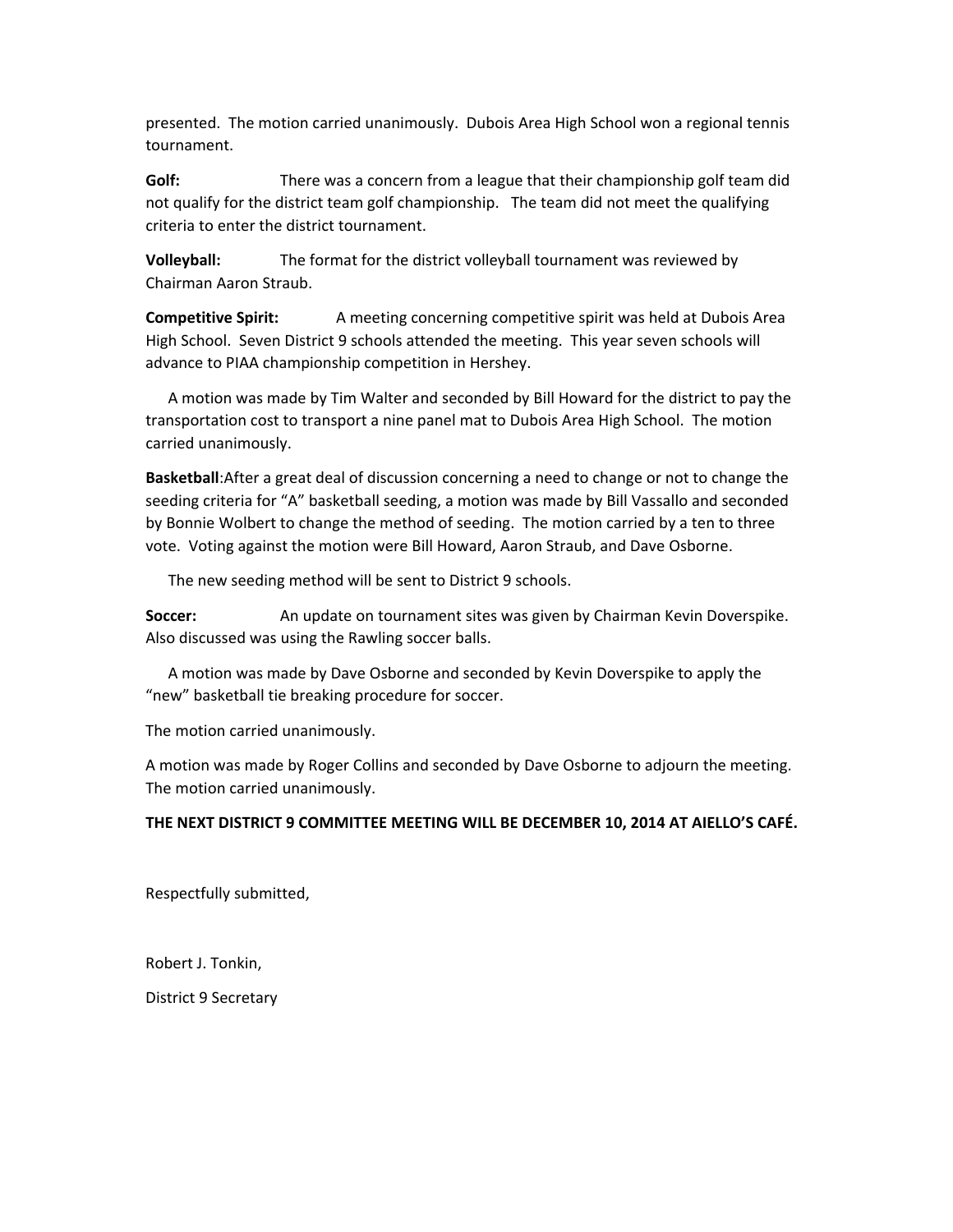presented. The motion carried unanimously. Dubois Area High School won a regional tennis tournament.

**Golf:** There was a concern from a league that their championship golf team did not qualify for the district team golf championship. The team did not meet the qualifying criteria to enter the district tournament.

**Volleyball:** The format for the district volleyball tournament was reviewed by Chairman Aaron Straub.

**Competitive Spirit:** A meeting concerning competitive spirit was held at Dubois Area High School. Seven District 9 schools attended the meeting. This year seven schools will advance to PIAA championship competition in Hershey.

A motion was made by Tim Walter and seconded by Bill Howard for the district to pay the transportation cost to transport a nine panel mat to Dubois Area High School. The motion carried unanimously.

**Basketball**:After a great deal of discussion concerning a need to change or not to change the seeding criteria for "A" basketball seeding, a motion was made by Bill Vassallo and seconded by Bonnie Wolbert to change the method of seeding. The motion carried by a ten to three vote. Voting against the motion were Bill Howard, Aaron Straub, and Dave Osborne.

The new seeding method will be sent to District 9 schools.

**Soccer:** An update on tournament sites was given by Chairman Kevin Doverspike. Also discussed was using the Rawling soccer balls.

A motion was made by Dave Osborne and seconded by Kevin Doverspike to apply the "new" basketball tie breaking procedure for soccer.

The motion carried unanimously.

A motion was made by Roger Collins and seconded by Dave Osborne to adjourn the meeting. The motion carried unanimously.

**THE NEXT DISTRICT 9 COMMITTEE MEETING WILL BE DECEMBER 10, 2014 AT AIELLO'S CAFÉ.**

Respectfully submitted,

Robert J. Tonkin,

District 9 Secretary